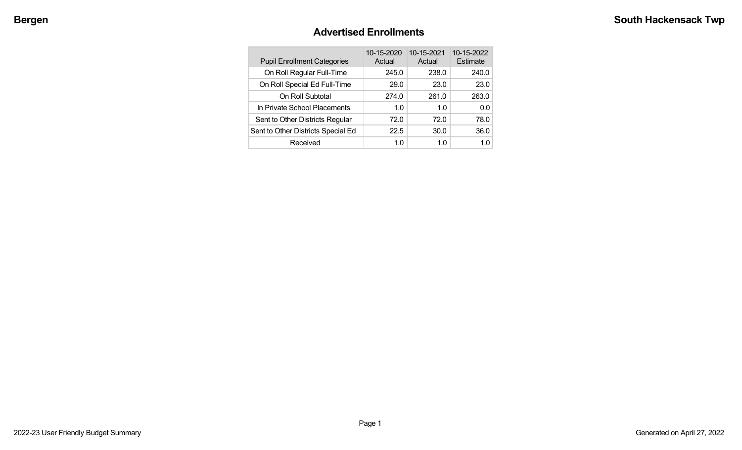# Advertised Enrollments

| Pupil Enrollment Categories | 10-15-2020 Actual | 10-15-2021 Actual | 10-15-2022 Estimate |
|---|---|---|---|
| On Roll Regular Full-Time | 245.0 | 238.0 | 240.0 |
| On Roll Special Ed Full-Time | 29.0 | 23.0 | 23.0 |
| On Roll Subtotal | 274.0 | 261.0 | 263.0 |
| In Private School Placements | 1.0 | 1.0 | 0.0 |
| Sent to Other Districts Regular | 72.0 | 72.0 | 78.0 |
| Sent to Other Districts Special Ed | 22.5 | 30.0 | 36.0 |
| Received | 1.0 | 1.0 | 1.0 |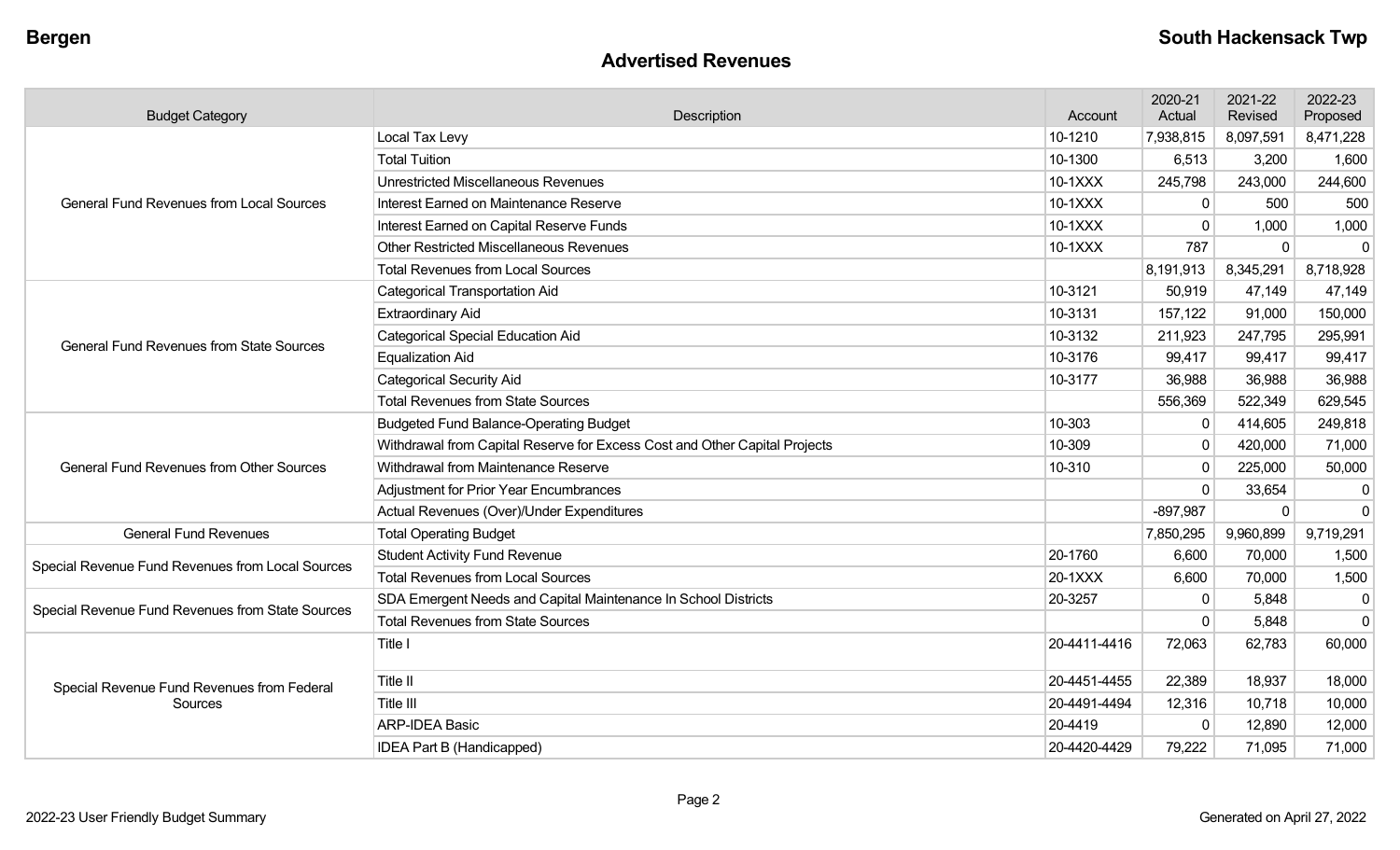## Advertised Revenues

| Budget Category | Description | Account | 2020-21 Actual | 2021-22 Revised | 2022-23 Proposed |
|---|---|---|---|---|---|
| General Fund Revenues from Local Sources | Local Tax Levy | 10-1210 | 7,938,815 | 8,097,591 | 8,471,228 |
| | Total Tuition | 10-1300 | 6,513 | 3,200 | 1,600 |
| | Unrestricted Miscellaneous Revenues | 10-1XXX | 245,798 | 243,000 | 244,600 |
| | Interest Earned on Maintenance Reserve | 10-1XXX | 0 | 500 | 500 |
| | Interest Earned on Capital Reserve Funds | 10-1XXX | 0 | 1,000 | 1,000 |
| | Other Restricted Miscellaneous Revenues | 10-1XXX | 787 | 0 | 0 |
| | Total Revenues from Local Sources | | 8,191,913 | 8,345,291 | 8,718,928 |
| General Fund Revenues from State Sources | Categorical Transportation Aid | 10-3121 | 50,919 | 47,149 | 47,149 |
| | Extraordinary Aid | 10-3131 | 157,122 | 91,000 | 150,000 |
| | Categorical Special Education Aid | 10-3132 | 211,923 | 247,795 | 295,991 |
| | Equalization Aid | 10-3176 | 99,417 | 99,417 | 99,417 |
| | Categorical Security Aid | 10-3177 | 36,988 | 36,988 | 36,988 |
| | Total Revenues from State Sources | | 556,369 | 522,349 | 629,545 |
| General Fund Revenues from Other Sources | Budgeted Fund Balance-Operating Budget | 10-303 | 0 | 414,605 | 249,818 |
| | Withdrawal from Capital Reserve for Excess Cost and Other Capital Projects | 10-309 | 0 | 420,000 | 71,000 |
| | Withdrawal from Maintenance Reserve | 10-310 | 0 | 225,000 | 50,000 |
| | Adjustment for Prior Year Encumbrances | | 0 | 33,654 | 0 |
| | Actual Revenues (Over)/Under Expenditures | | -897,987 | 0 | 0 |
| General Fund Revenues | Total Operating Budget | | 7,850,295 | 9,960,899 | 9,719,291 |
| Special Revenue Fund Revenues from Local Sources | Student Activity Fund Revenue | 20-1760 | 6,600 | 70,000 | 1,500 |
| | Total Revenues from Local Sources | 20-1XXX | 6,600 | 70,000 | 1,500 |
| Special Revenue Fund Revenues from State Sources | SDA Emergent Needs and Capital Maintenance In School Districts | 20-3257 | 0 | 5,848 | 0 |
| | Total Revenues from State Sources | | 0 | 5,848 | 0 |
| Special Revenue Fund Revenues from Federal Sources | Title I | 20-4411-4416 | 72,063 | 62,783 | 60,000 |
| | Title II | 20-4451-4455 | 22,389 | 18,937 | 18,000 |
| | Title III | 20-4491-4494 | 12,316 | 10,718 | 10,000 |
| | ARP-IDEA Basic | 20-4419 | 0 | 12,890 | 12,000 |
| | IDEA Part B (Handicapped) | 20-4420-4429 | 79,222 | 71,095 | 71,000 |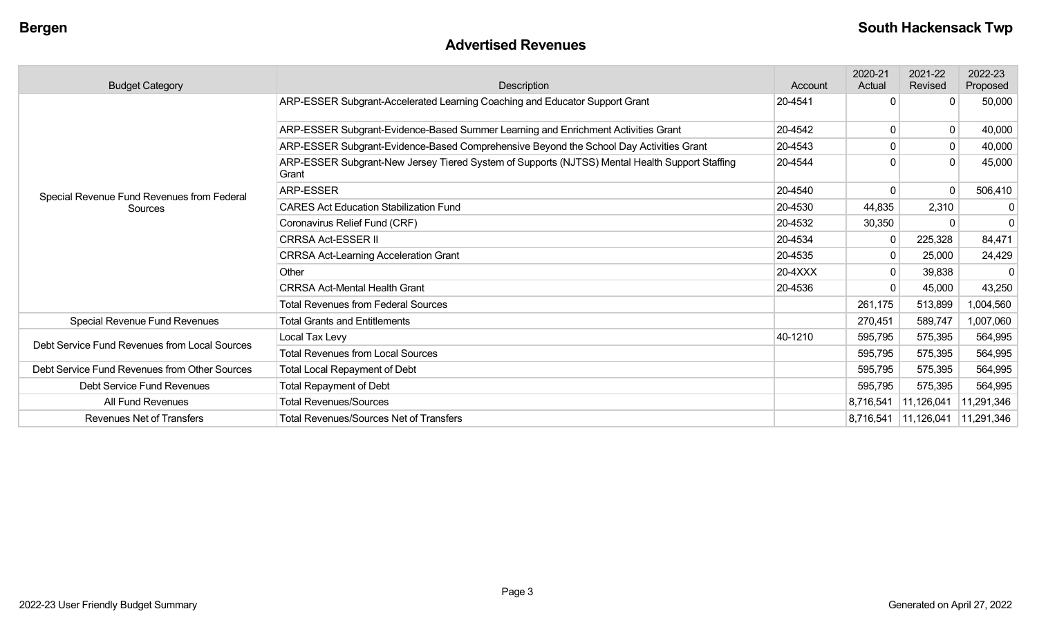## Advertised Revenues

| Budget Category | Description | Account | 2020-21 Actual | 2021-22 Revised | 2022-23 Proposed |
|---|---|---|---|---|---|
| Special Revenue Fund Revenues from Federal Sources | ARP-ESSER Subgrant-Accelerated Learning Coaching and Educator Support Grant | 20-4541 | 0 | 0 | 50,000 |
| | ARP-ESSER Subgrant-Evidence-Based Summer Learning and Enrichment Activities Grant | 20-4542 | 0 | 0 | 40,000 |
| | ARP-ESSER Subgrant-Evidence-Based Comprehensive Beyond the School Day Activities Grant | 20-4543 | 0 | 0 | 40,000 |
| | ARP-ESSER Subgrant-New Jersey Tiered System of Supports (NJTSS) Mental Health Support Staffing Grant | 20-4544 | 0 | 0 | 45,000 |
| | ARP-ESSER | 20-4540 | 0 | 0 | 506,410 |
| | CARES Act Education Stabilization Fund | 20-4530 | 44,835 | 2,310 | 0 |
| | Coronavirus Relief Fund (CRF) | 20-4532 | 30,350 | 0 | 0 |
| | CRRSA Act-ESSER II | 20-4534 | 0 | 225,328 | 84,471 |
| | CRRSA Act-Learning Acceleration Grant | 20-4535 | 0 | 25,000 | 24,429 |
| | Other | 20-4XXX | 0 | 39,838 | 0 |
| | CRRSA Act-Mental Health Grant | 20-4536 | 0 | 45,000 | 43,250 |
| | Total Revenues from Federal Sources | | 261,175 | 513,899 | 1,004,560 |
| Special Revenue Fund Revenues | Total Grants and Entitlements | | 270,451 | 589,747 | 1,007,060 |
| Debt Service Fund Revenues from Local Sources | Local Tax Levy | 40-1210 | 595,795 | 575,395 | 564,995 |
| | Total Revenues from Local Sources | | 595,795 | 575,395 | 564,995 |
| Debt Service Fund Revenues from Other Sources | Total Local Repayment of Debt | | 595,795 | 575,395 | 564,995 |
| Debt Service Fund Revenues | Total Repayment of Debt | | 595,795 | 575,395 | 564,995 |
| All Fund Revenues | Total Revenues/Sources | | 8,716,541 | 11,126,041 | 11,291,346 |
| Revenues Net of Transfers | Total Revenues/Sources Net of Transfers | | 8,716,541 | 11,126,041 | 11,291,346 |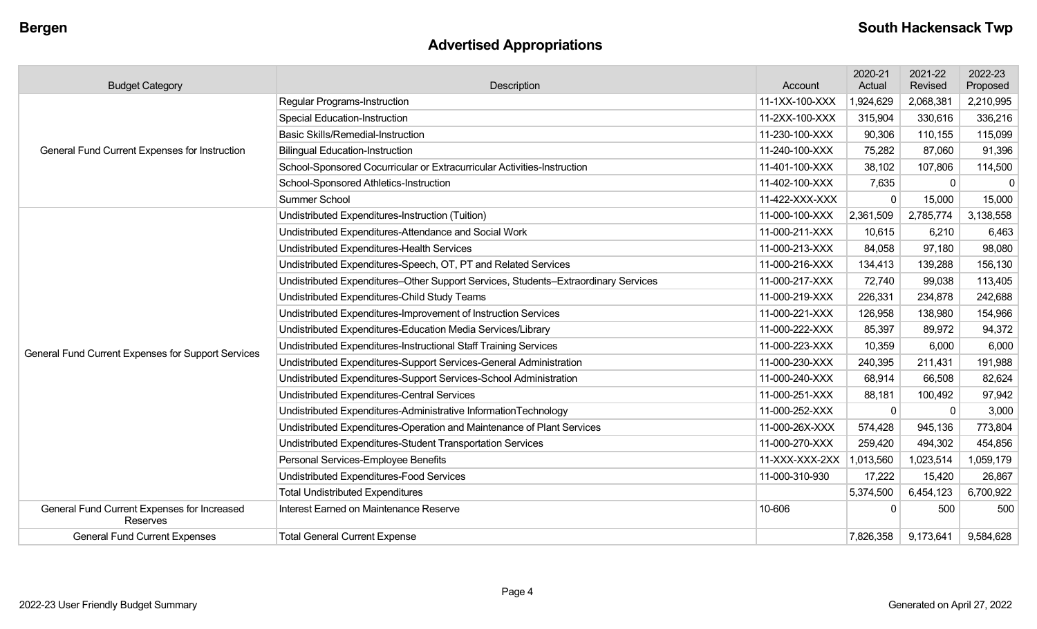# Advertised Appropriations

| Budget Category | Description | Account | 2020-21 Actual | 2021-22 Revised | 2022-23 Proposed |
|---|---|---|---|---|---|
| General Fund Current Expenses for Instruction | Regular Programs-Instruction | 11-1XX-100-XXX | 1,924,629 | 2,068,381 | 2,210,995 |
| | Special Education-Instruction | 11-2XX-100-XXX | 315,904 | 330,616 | 336,216 |
| | Basic Skills/Remedial-Instruction | 11-230-100-XXX | 90,306 | 110,155 | 115,099 |
| | Bilingual Education-Instruction | 11-240-100-XXX | 75,282 | 87,060 | 91,396 |
| | School-Sponsored Cocurricular or Extracurricular Activities-Instruction | 11-401-100-XXX | 38,102 | 107,806 | 114,500 |
| | School-Sponsored Athletics-Instruction | 11-402-100-XXX | 7,635 | 0 | 0 |
| | Summer School | 11-422-XXX-XXX | 0 | 15,000 | 15,000 |
| General Fund Current Expenses for Support Services | Undistributed Expenditures-Instruction (Tuition) | 11-000-100-XXX | 2,361,509 | 2,785,774 | 3,138,558 |
| | Undistributed Expenditures-Attendance and Social Work | 11-000-211-XXX | 10,615 | 6,210 | 6,463 |
| | Undistributed Expenditures-Health Services | 11-000-213-XXX | 84,058 | 97,180 | 98,080 |
| | Undistributed Expenditures-Speech, OT, PT and Related Services | 11-000-216-XXX | 134,413 | 139,288 | 156,130 |
| | Undistributed Expenditures–Other Support Services, Students–Extraordinary Services | 11-000-217-XXX | 72,740 | 99,038 | 113,405 |
| | Undistributed Expenditures-Child Study Teams | 11-000-219-XXX | 226,331 | 234,878 | 242,688 |
| | Undistributed Expenditures-Improvement of Instruction Services | 11-000-221-XXX | 126,958 | 138,980 | 154,966 |
| | Undistributed Expenditures-Education Media Services/Library | 11-000-222-XXX | 85,397 | 89,972 | 94,372 |
| | Undistributed Expenditures-Instructional Staff Training Services | 11-000-223-XXX | 10,359 | 6,000 | 6,000 |
| | Undistributed Expenditures-Support Services-General Administration | 11-000-230-XXX | 240,395 | 211,431 | 191,988 |
| | Undistributed Expenditures-Support Services-School Administration | 11-000-240-XXX | 68,914 | 66,508 | 82,624 |
| | Undistributed Expenditures-Central Services | 11-000-251-XXX | 88,181 | 100,492 | 97,942 |
| | Undistributed Expenditures-Administrative InformationTechnology | 11-000-252-XXX | 0 | 0 | 3,000 |
| | Undistributed Expenditures-Operation and Maintenance of Plant Services | 11-000-26X-XXX | 574,428 | 945,136 | 773,804 |
| | Undistributed Expenditures-Student Transportation Services | 11-000-270-XXX | 259,420 | 494,302 | 454,856 |
| | Personal Services-Employee Benefits | 11-XXX-XXX-2XX | 1,013,560 | 1,023,514 | 1,059,179 |
| | Undistributed Expenditures-Food Services | 11-000-310-930 | 17,222 | 15,420 | 26,867 |
| | Total Undistributed Expenditures | | 5,374,500 | 6,454,123 | 6,700,922 |
| General Fund Current Expenses for Increased Reserves | Interest Earned on Maintenance Reserve | 10-606 | 0 | 500 | 500 |
| General Fund Current Expenses | Total General Current Expense | | 7,826,358 | 9,173,641 | 9,584,628 |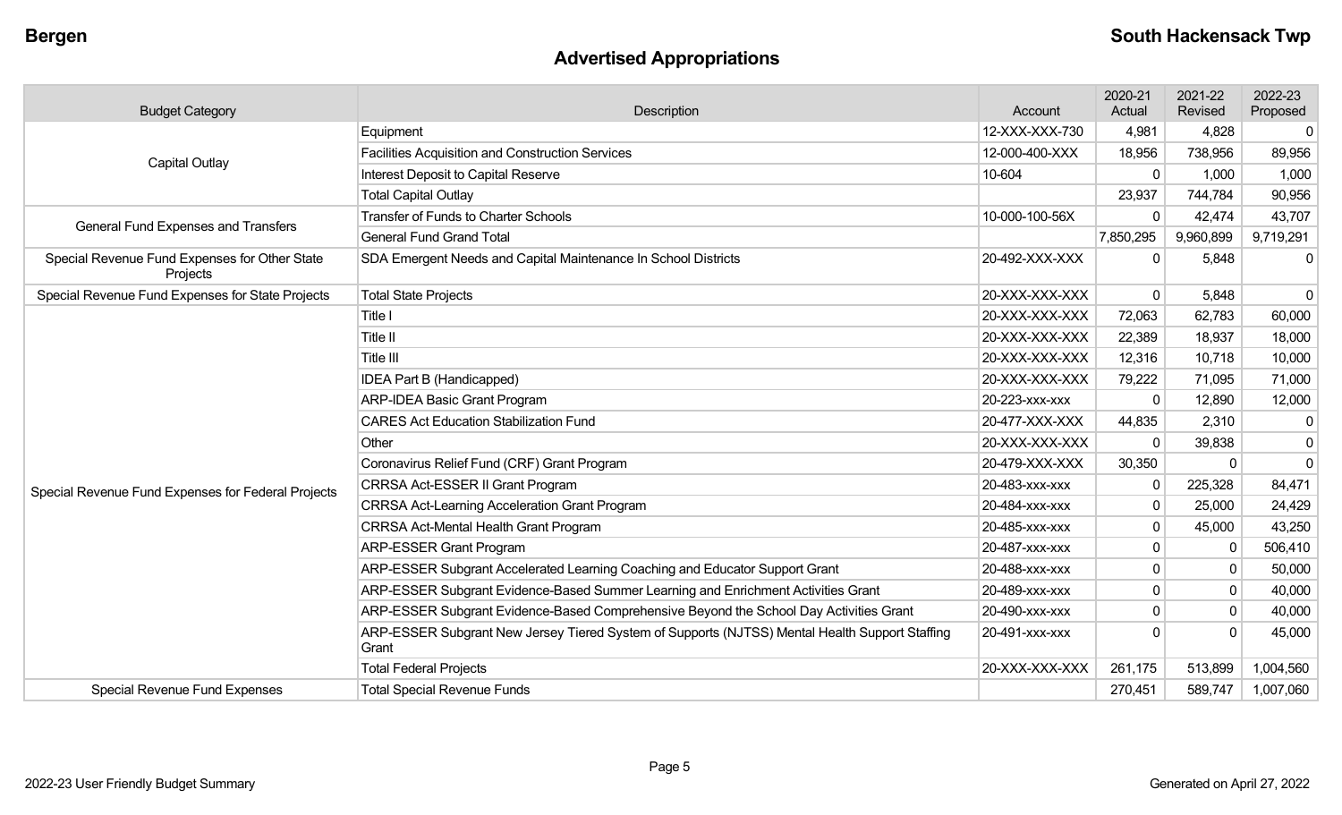## Advertised Appropriations

| Budget Category | Description | Account | 2020-21 Actual | 2021-22 Revised | 2022-23 Proposed |
|---|---|---|---|---|---|
| Capital Outlay | Equipment | 12-XXX-XXX-730 | 4,981 | 4,828 | 0 |
| | Facilities Acquisition and Construction Services | 12-000-400-XXX | 18,956 | 738,956 | 89,956 |
| | Interest Deposit to Capital Reserve | 10-604 | 0 | 1,000 | 1,000 |
| | Total Capital Outlay | | 23,937 | 744,784 | 90,956 |
| General Fund Expenses and Transfers | Transfer of Funds to Charter Schools | 10-000-100-56X | 0 | 42,474 | 43,707 |
| | General Fund Grand Total | | 7,850,295 | 9,960,899 | 9,719,291 |
| Special Revenue Fund Expenses for Other State Projects | SDA Emergent Needs and Capital Maintenance In School Districts | 20-492-XXX-XXX | 0 | 5,848 | 0 |
| Special Revenue Fund Expenses for State Projects | Total State Projects | 20-XXX-XXX-XXX | 0 | 5,848 | 0 |
| Special Revenue Fund Expenses for Federal Projects | Title I | 20-XXX-XXX-XXX | 72,063 | 62,783 | 60,000 |
| | Title II | 20-XXX-XXX-XXX | 22,389 | 18,937 | 18,000 |
| | Title III | 20-XXX-XXX-XXX | 12,316 | 10,718 | 10,000 |
| | IDEA Part B (Handicapped) | 20-XXX-XXX-XXX | 79,222 | 71,095 | 71,000 |
| | ARP-IDEA Basic Grant Program | 20-223-xxx-xxx | 0 | 12,890 | 12,000 |
| | CARES Act Education Stabilization Fund | 20-477-XXX-XXX | 44,835 | 2,310 | 0 |
| | Other | 20-XXX-XXX-XXX | 0 | 39,838 | 0 |
| | Coronavirus Relief Fund (CRF) Grant Program | 20-479-XXX-XXX | 30,350 | 0 | 0 |
| | CRRSA Act-ESSER II Grant Program | 20-483-xxx-xxx | 0 | 225,328 | 84,471 |
| | CRRSA Act-Learning Acceleration Grant Program | 20-484-xxx-xxx | 0 | 25,000 | 24,429 |
| | CRRSA Act-Mental Health Grant Program | 20-485-xxx-xxx | 0 | 45,000 | 43,250 |
| | ARP-ESSER Grant Program | 20-487-xxx-xxx | 0 | 0 | 506,410 |
| | ARP-ESSER Subgrant Accelerated Learning Coaching and Educator Support Grant | 20-488-xxx-xxx | 0 | 0 | 50,000 |
| | ARP-ESSER Subgrant Evidence-Based Summer Learning and Enrichment Activities Grant | 20-489-xxx-xxx | 0 | 0 | 40,000 |
| | ARP-ESSER Subgrant Evidence-Based Comprehensive Beyond the School Day Activities Grant | 20-490-xxx-xxx | 0 | 0 | 40,000 |
| | ARP-ESSER Subgrant New Jersey Tiered System of Supports (NJTSS) Mental Health Support Staffing Grant | 20-491-xxx-xxx | 0 | 0 | 45,000 |
| | Total Federal Projects | 20-XXX-XXX-XXX | 261,175 | 513,899 | 1,004,560 |
| Special Revenue Fund Expenses | Total Special Revenue Funds | | 270,451 | 589,747 | 1,007,060 |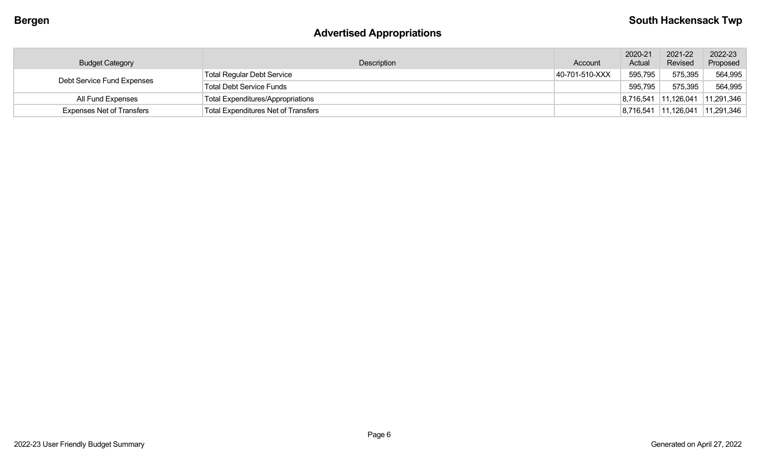## Advertised Appropriations

| Budget Category | Description | Account | 2020-21 Actual | 2021-22 Revised | 2022-23 Proposed |
|---|---|---|---|---|---|
| Debt Service Fund Expenses | Total Regular Debt Service | 40-701-510-XXX | 595,795 | 575,395 | 564,995 |
| | Total Debt Service Funds | | 595,795 | 575,395 | 564,995 |
| All Fund Expenses | Total Expenditures/Appropriations | | 8,716,541 | 11,126,041 | 11,291,346 |
| Expenses Net of Transfers | Total Expenditures Net of Transfers | | 8,716,541 | 11,126,041 | 11,291,346 |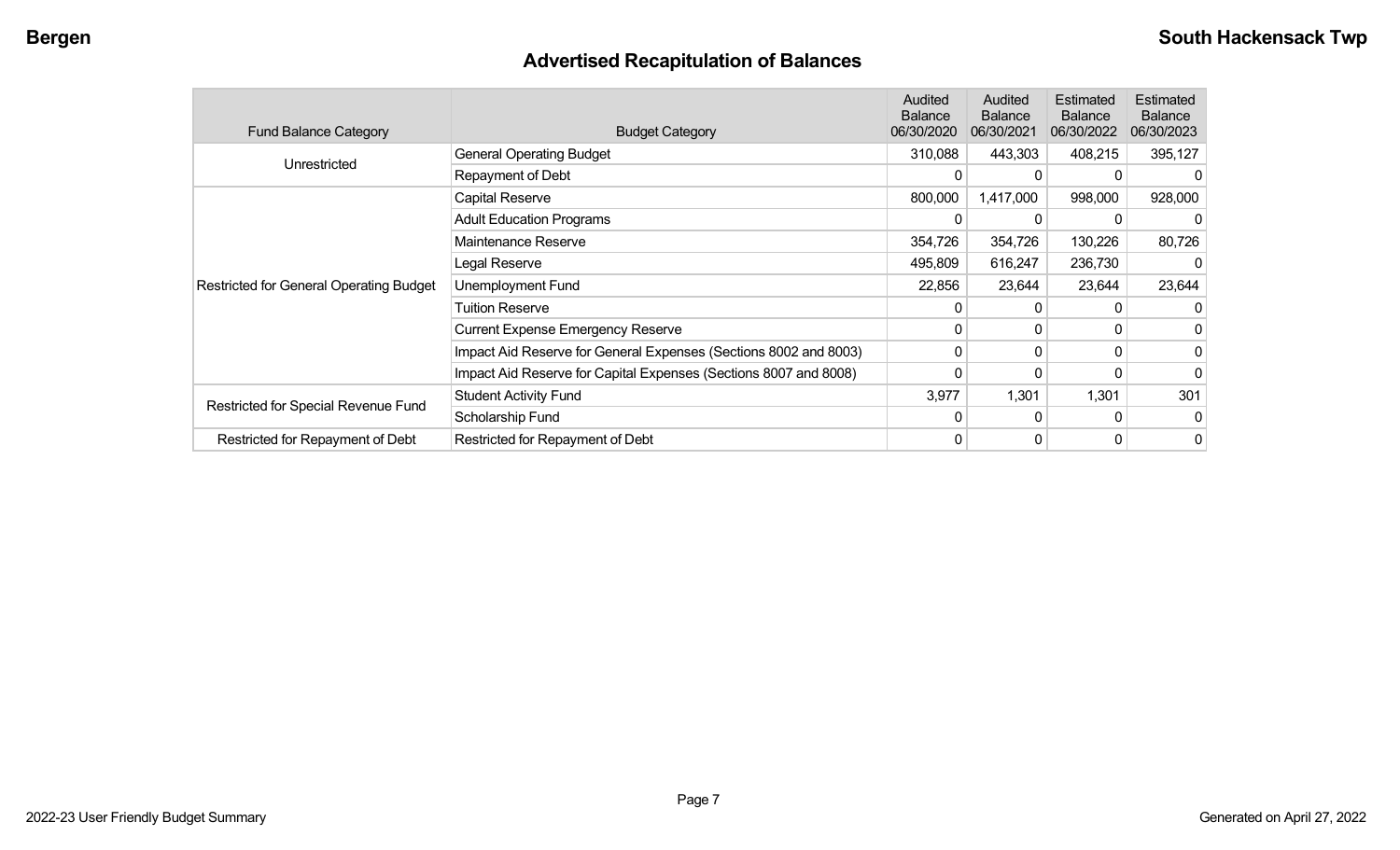## Advertised Recapitulation of Balances

| Fund Balance Category | Budget Category | Audited Balance 06/30/2020 | Audited Balance 06/30/2021 | Estimated Balance 06/30/2022 | Estimated Balance 06/30/2023 |
|---|---|---|---|---|---|
| Unrestricted | General Operating Budget | 310,088 | 443,303 | 408,215 | 395,127 |
| | Repayment of Debt | 0 | 0 | 0 | 0 |
| Restricted for General Operating Budget | Capital Reserve | 800,000 | 1,417,000 | 998,000 | 928,000 |
| | Adult Education Programs | 0 | 0 | 0 | 0 |
| | Maintenance Reserve | 354,726 | 354,726 | 130,226 | 80,726 |
| | Legal Reserve | 495,809 | 616,247 | 236,730 | 0 |
| | Unemployment Fund | 22,856 | 23,644 | 23,644 | 23,644 |
| | Tuition Reserve | 0 | 0 | 0 | 0 |
| | Current Expense Emergency Reserve | 0 | 0 | 0 | 0 |
| | Impact Aid Reserve for General Expenses (Sections 8002 and 8003) | 0 | 0 | 0 | 0 |
| | Impact Aid Reserve for Capital Expenses (Sections 8007 and 8008) | 0 | 0 | 0 | 0 |
| Restricted for Special Revenue Fund | Student Activity Fund | 3,977 | 1,301 | 1,301 | 301 |
| | Scholarship Fund | 0 | 0 | 0 | 0 |
| Restricted for Repayment of Debt | Restricted for Repayment of Debt | 0 | 0 | 0 | 0 |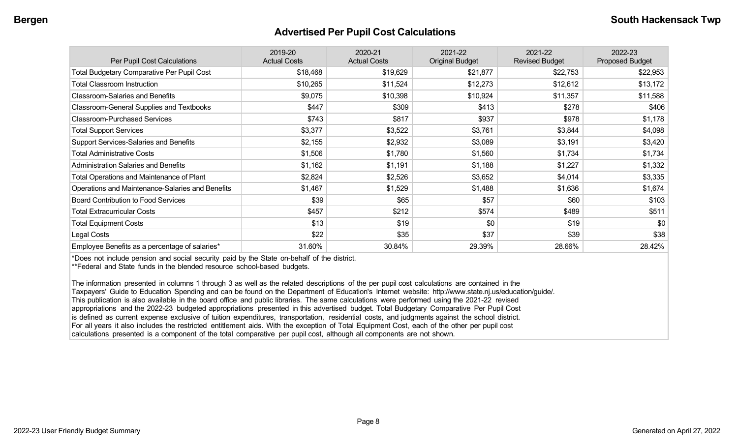## Advertised Per Pupil Cost Calculations

| Per Pupil Cost Calculations | 2019-20 Actual Costs | 2020-21 Actual Costs | 2021-22 Original Budget | 2021-22 Revised Budget | 2022-23 Proposed Budget |
|---|---|---|---|---|---|
| Total Budgetary Comparative Per Pupil Cost | $18,468 | $19,629 | $21,877 | $22,753 | $22,953 |
| Total Classroom Instruction | $10,265 | $11,524 | $12,273 | $12,612 | $13,172 |
| Classroom-Salaries and Benefits | $9,075 | $10,398 | $10,924 | $11,357 | $11,588 |
| Classroom-General Supplies and Textbooks | $447 | $309 | $413 | $278 | $406 |
| Classroom-Purchased Services | $743 | $817 | $937 | $978 | $1,178 |
| Total Support Services | $3,377 | $3,522 | $3,761 | $3,844 | $4,098 |
| Support Services-Salaries and Benefits | $2,155 | $2,932 | $3,089 | $3,191 | $3,420 |
| Total Administrative Costs | $1,506 | $1,780 | $1,560 | $1,734 | $1,734 |
| Administration Salaries and Benefits | $1,162 | $1,191 | $1,188 | $1,227 | $1,332 |
| Total Operations and Maintenance of Plant | $2,824 | $2,526 | $3,652 | $4,014 | $3,335 |
| Operations and Maintenance-Salaries and Benefits | $1,467 | $1,529 | $1,488 | $1,636 | $1,674 |
| Board Contribution to Food Services | $39 | $65 | $57 | $60 | $103 |
| Total Extracurricular Costs | $457 | $212 | $574 | $489 | $511 |
| Total Equipment Costs | $13 | $19 | $0 | $19 | $0 |
| Legal Costs | $22 | $35 | $37 | $39 | $38 |
| Employee Benefits as a percentage of salaries* | 31.60% | 30.84% | 29.39% | 28.66% | 28.42% |

*Does not include pension and social security paid by the State on-behalf of the district.
**Federal and State funds in the blended resource school-based budgets.

The information presented in columns 1 through 3 as well as the related descriptions of the per pupil cost calculations are contained in the Taxpayers' Guide to Education Spending and can be found on the Department of Education's Internet website: http://www.state.nj.us/education/guide/. This publication is also available in the board office and public libraries. The same calculations were performed using the 2021-22 revised appropriations and the 2022-23 budgeted appropriations presented in this advertised budget. Total Budgetary Comparative Per Pupil Cost is defined as current expense exclusive of tuition expenditures, transportation, residential costs, and judgments against the school district. For all years it also includes the restricted entitlement aids. With the exception of Total Equipment Cost, each of the other per pupil cost calculations presented is a component of the total comparative per pupil cost, although all components are not shown.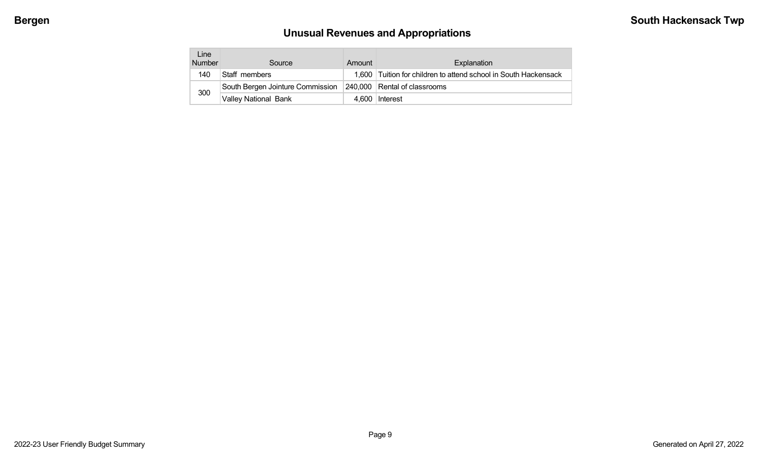## Unusual Revenues and Appropriations

| Line Number | Source | Amount | Explanation |
|---|---|---|---|
| 140 | Staff members | 1,600 | Tuition for children to attend school in South Hackensack |
| 300 | South Bergen Jointure Commission | 240,000 | Rental of classrooms |
| | Valley National Bank | 4,600 | Interest |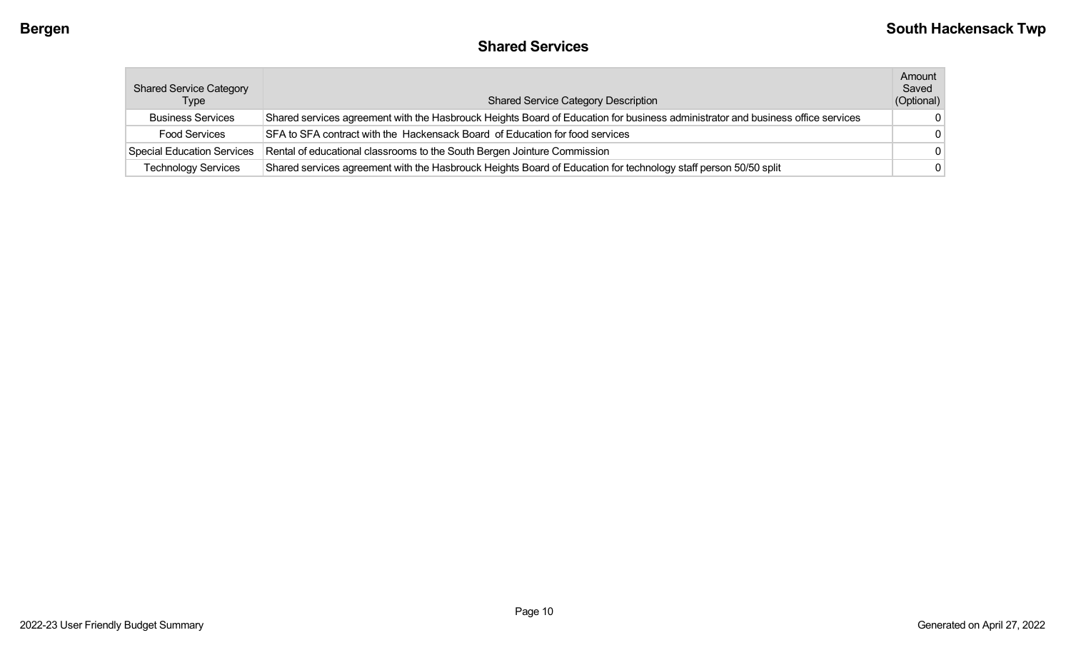## Shared Services

| Shared Service Category Type | Shared Service Category Description | Amount Saved (Optional) |
|---|---|---|
| Business Services | Shared services agreement with the Hasbrouck Heights Board of Education for business administrator and business office services | 0 |
| Food Services | SFA to SFA contract with the Hackensack Board of Education for food services | 0 |
| Special Education Services | Rental of educational classrooms to the South Bergen Jointure Commission | 0 |
| Technology Services | Shared services agreement with the Hasbrouck Heights Board of Education for technology staff person 50/50 split | 0 |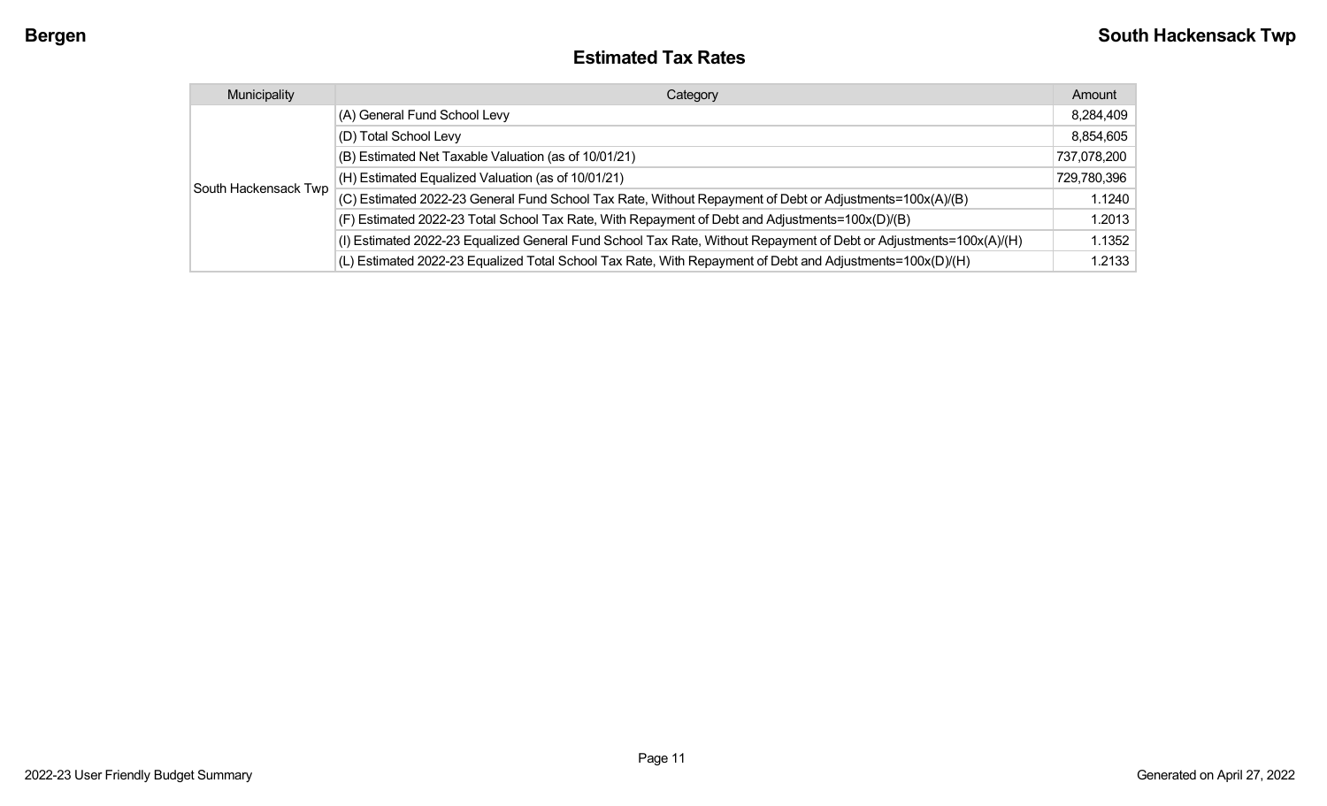## Estimated Tax Rates

| Municipality | Category | Amount |
|---|---|---|
| South Hackensack Twp | (A) General Fund School Levy | 8,284,409 |
| | (D) Total School Levy | 8,854,605 |
| | (B) Estimated Net Taxable Valuation (as of 10/01/21) | 737,078,200 |
| | (H) Estimated Equalized Valuation (as of 10/01/21) | 729,780,396 |
| | (C) Estimated 2022-23 General Fund School Tax Rate, Without Repayment of Debt or Adjustments=100x(A)/(B) | 1.1240 |
| | (F) Estimated 2022-23 Total School Tax Rate, With Repayment of Debt and Adjustments=100x(D)/(B) | 1.2013 |
| | (I) Estimated 2022-23 Equalized General Fund School Tax Rate, Without Repayment of Debt or Adjustments=100x(A)/(H) | 1.1352 |
| | (L) Estimated 2022-23 Equalized Total School Tax Rate, With Repayment of Debt and Adjustments=100x(D)/(H) | 1.2133 |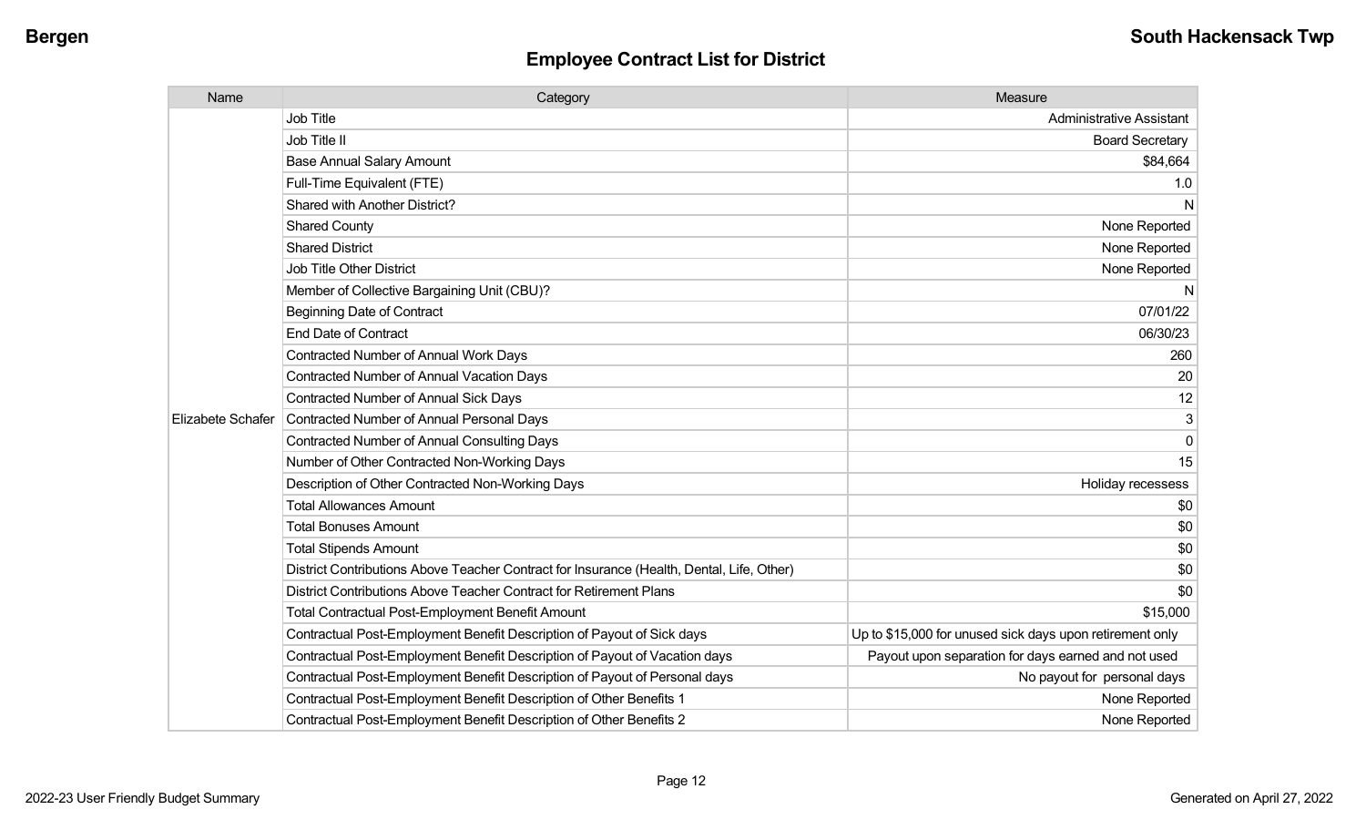## Employee Contract List for District

| Name | Category | Measure |
|---|---|---|
| Elizabete Schafer | Job Title | Administrative Assistant |
| | Job Title II | Board Secretary |
| | Base Annual Salary Amount | $84,664 |
| | Full-Time Equivalent (FTE) | 1.0 |
| | Shared with Another District? | N |
| | Shared County | None Reported |
| | Shared District | None Reported |
| | Job Title Other District | None Reported |
| | Member of Collective Bargaining Unit (CBU)? | N |
| | Beginning Date of Contract | 07/01/22 |
| | End Date of Contract | 06/30/23 |
| | Contracted Number of Annual Work Days | 260 |
| | Contracted Number of Annual Vacation Days | 20 |
| | Contracted Number of Annual Sick Days | 12 |
| | Contracted Number of Annual Personal Days | 3 |
| | Contracted Number of Annual Consulting Days | 0 |
| | Number of Other Contracted Non-Working Days | 15 |
| | Description of Other Contracted Non-Working Days | Holiday recessess |
| | Total Allowances Amount | $0 |
| | Total Bonuses Amount | $0 |
| | Total Stipends Amount | $0 |
| | District Contributions Above Teacher Contract for Insurance (Health, Dental, Life, Other) | $0 |
| | District Contributions Above Teacher Contract for Retirement Plans | $0 |
| | Total Contractual Post-Employment Benefit Amount | $15,000 |
| | Contractual Post-Employment Benefit Description of Payout of Sick days | Up to $15,000 for unused sick days upon retirement only |
| | Contractual Post-Employment Benefit Description of Payout of Vacation days | Payout upon separation for days earned and not used |
| | Contractual Post-Employment Benefit Description of Payout of Personal days | No payout for personal days |
| | Contractual Post-Employment Benefit Description of Other Benefits 1 | None Reported |
| | Contractual Post-Employment Benefit Description of Other Benefits 2 | None Reported |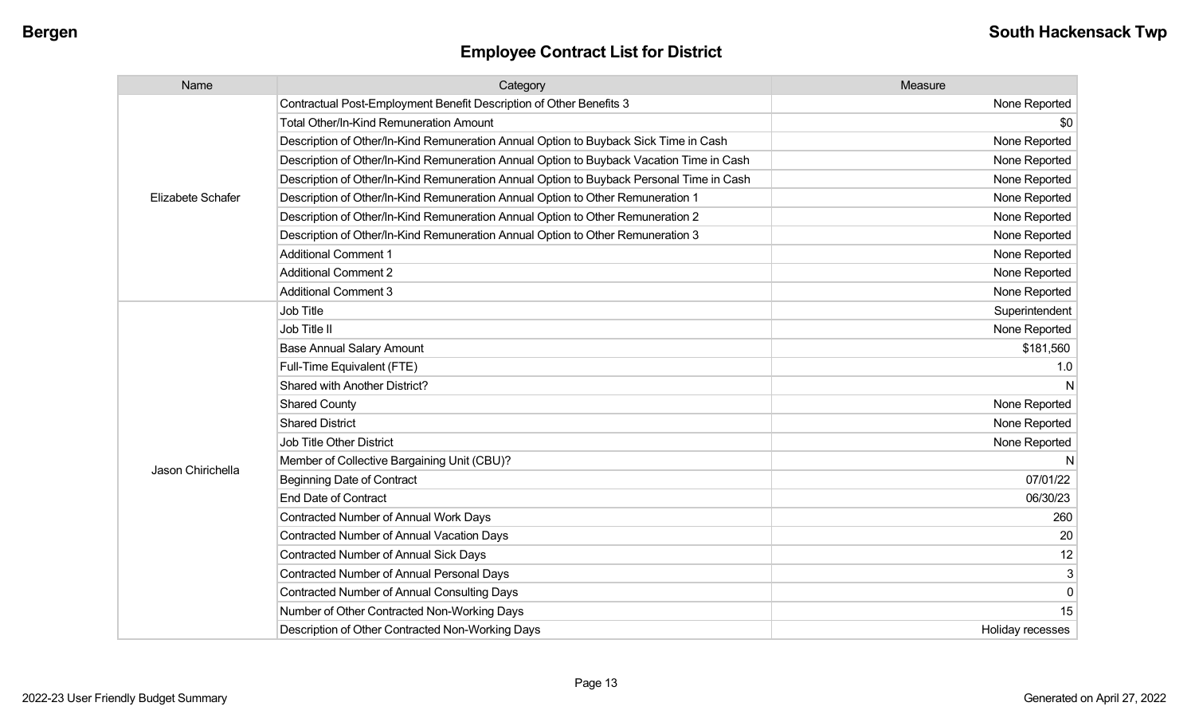## Employee Contract List for District

| Name | Category | Measure |
|---|---|---|
| Elizabete Schafer | Contractual Post-Employment Benefit Description of Other Benefits 3 | None Reported |
| | Total Other/In-Kind Remuneration Amount | $0 |
| | Description of Other/In-Kind Remuneration Annual Option to Buyback Sick Time in Cash | None Reported |
| | Description of Other/In-Kind Remuneration Annual Option to Buyback Vacation Time in Cash | None Reported |
| | Description of Other/In-Kind Remuneration Annual Option to Buyback Personal Time in Cash | None Reported |
| | Description of Other/In-Kind Remuneration Annual Option to Other Remuneration 1 | None Reported |
| | Description of Other/In-Kind Remuneration Annual Option to Other Remuneration 2 | None Reported |
| | Description of Other/In-Kind Remuneration Annual Option to Other Remuneration 3 | None Reported |
| | Additional Comment 1 | None Reported |
| | Additional Comment 2 | None Reported |
| | Additional Comment 3 | None Reported |
| Jason Chirichella | Job Title | Superintendent |
| | Job Title II | None Reported |
| | Base Annual Salary Amount | $181,560 |
| | Full-Time Equivalent (FTE) | 1.0 |
| | Shared with Another District? | N |
| | Shared County | None Reported |
| | Shared District | None Reported |
| | Job Title Other District | None Reported |
| | Member of Collective Bargaining Unit (CBU)? | N |
| | Beginning Date of Contract | 07/01/22 |
| | End Date of Contract | 06/30/23 |
| | Contracted Number of Annual Work Days | 260 |
| | Contracted Number of Annual Vacation Days | 20 |
| | Contracted Number of Annual Sick Days | 12 |
| | Contracted Number of Annual Personal Days | 3 |
| | Contracted Number of Annual Consulting Days | 0 |
| | Number of Other Contracted Non-Working Days | 15 |
| | Description of Other Contracted Non-Working Days | Holiday recesses |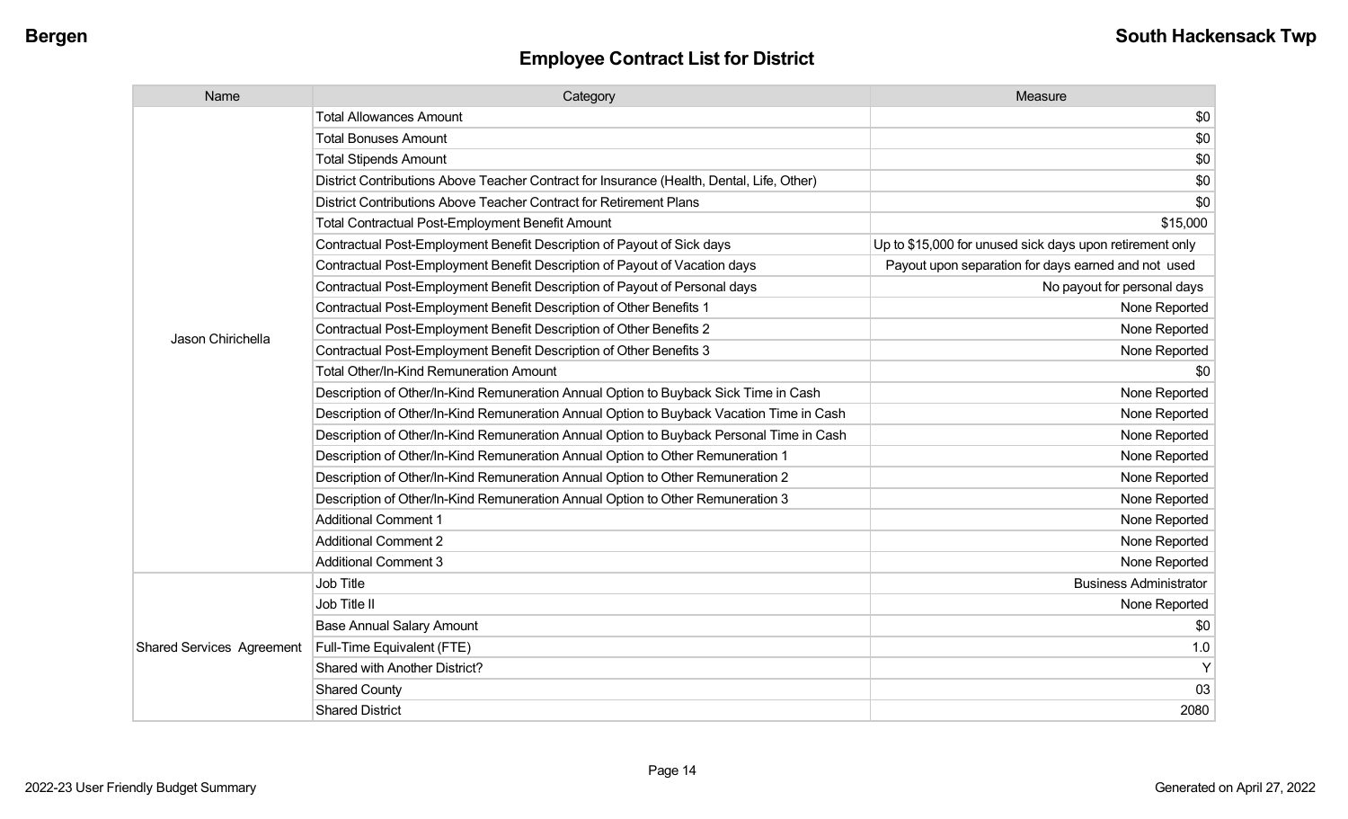## Employee Contract List for District

| Name | Category | Measure |
|---|---|---|
| Jason Chirichella | Total Allowances Amount | $0 |
| | Total Bonuses Amount | $0 |
| | Total Stipends Amount | $0 |
| | District Contributions Above Teacher Contract for Insurance (Health, Dental, Life, Other) | $0 |
| | District Contributions Above Teacher Contract for Retirement Plans | $0 |
| | Total Contractual Post-Employment Benefit Amount | $15,000 |
| | Contractual Post-Employment Benefit Description of Payout of Sick days | Up to $15,000 for unused sick days upon retirement only |
| | Contractual Post-Employment Benefit Description of Payout of Vacation days | Payout upon separation for days earned and not used |
| | Contractual Post-Employment Benefit Description of Payout of Personal days | No payout for personal days |
| | Contractual Post-Employment Benefit Description of Other Benefits 1 | None Reported |
| | Contractual Post-Employment Benefit Description of Other Benefits 2 | None Reported |
| | Contractual Post-Employment Benefit Description of Other Benefits 3 | None Reported |
| | Total Other/In-Kind Remuneration Amount | $0 |
| | Description of Other/In-Kind Remuneration Annual Option to Buyback Sick Time in Cash | None Reported |
| | Description of Other/In-Kind Remuneration Annual Option to Buyback Vacation Time in Cash | None Reported |
| | Description of Other/In-Kind Remuneration Annual Option to Buyback Personal Time in Cash | None Reported |
| | Description of Other/In-Kind Remuneration Annual Option to Other Remuneration 1 | None Reported |
| | Description of Other/In-Kind Remuneration Annual Option to Other Remuneration 2 | None Reported |
| | Description of Other/In-Kind Remuneration Annual Option to Other Remuneration 3 | None Reported |
| | Additional Comment 1 | None Reported |
| | Additional Comment 2 | None Reported |
| | Additional Comment 3 | None Reported |
| Shared Services Agreement | Job Title | Business Administrator |
| | Job Title II | None Reported |
| | Base Annual Salary Amount | $0 |
| | Full-Time Equivalent (FTE) | 1.0 |
| | Shared with Another District? | Y |
| | Shared County | 03 |
| | Shared District | 2080 |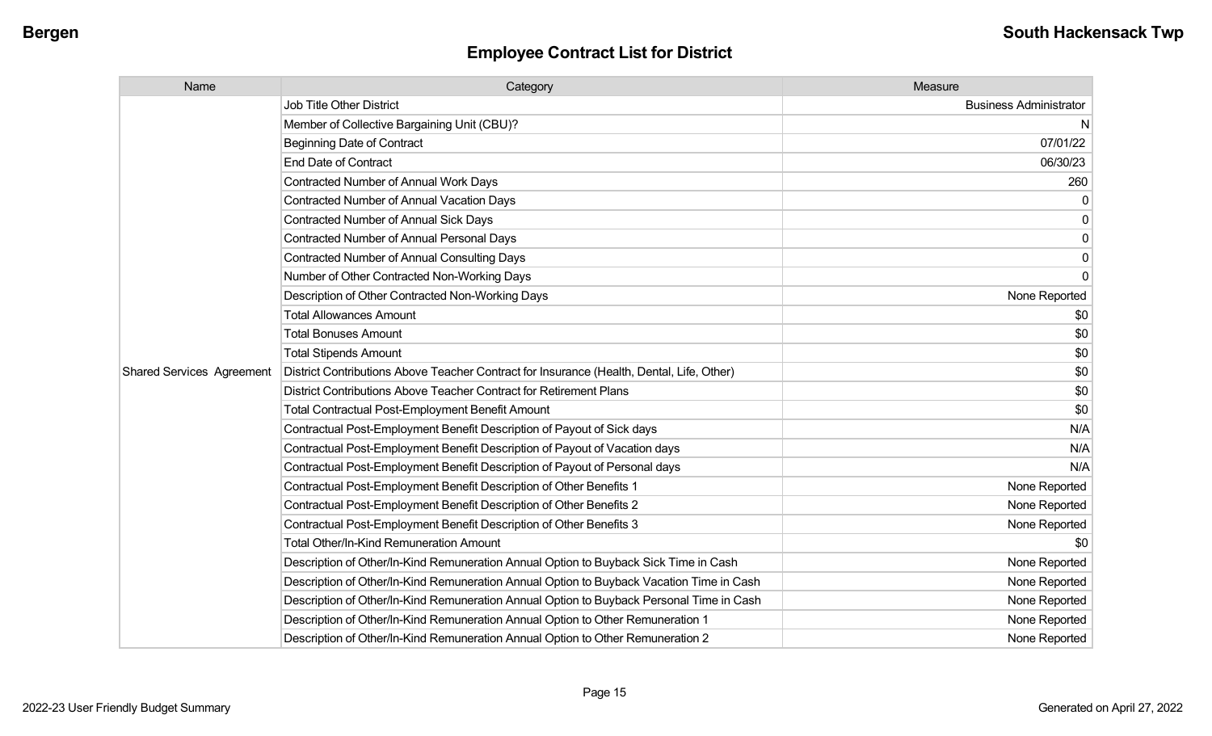## Employee Contract List for District

| Name | Category | Measure |
|---|---|---|
| Shared Services Agreement | Job Title Other District | Business Administrator |
| | Member of Collective Bargaining Unit (CBU)? | N |
| | Beginning Date of Contract | 07/01/22 |
| | End Date of Contract | 06/30/23 |
| | Contracted Number of Annual Work Days | 260 |
| | Contracted Number of Annual Vacation Days | 0 |
| | Contracted Number of Annual Sick Days | 0 |
| | Contracted Number of Annual Personal Days | 0 |
| | Contracted Number of Annual Consulting Days | 0 |
| | Number of Other Contracted Non-Working Days | 0 |
| | Description of Other Contracted Non-Working Days | None Reported |
| | Total Allowances Amount | $0 |
| | Total Bonuses Amount | $0 |
| | Total Stipends Amount | $0 |
| | District Contributions Above Teacher Contract for Insurance (Health, Dental, Life, Other) | $0 |
| | District Contributions Above Teacher Contract for Retirement Plans | $0 |
| | Total Contractual Post-Employment Benefit Amount | $0 |
| | Contractual Post-Employment Benefit Description of Payout of Sick days | N/A |
| | Contractual Post-Employment Benefit Description of Payout of Vacation days | N/A |
| | Contractual Post-Employment Benefit Description of Payout of Personal days | N/A |
| | Contractual Post-Employment Benefit Description of Other Benefits 1 | None Reported |
| | Contractual Post-Employment Benefit Description of Other Benefits 2 | None Reported |
| | Contractual Post-Employment Benefit Description of Other Benefits 3 | None Reported |
| | Total Other/In-Kind Remuneration Amount | $0 |
| | Description of Other/In-Kind Remuneration Annual Option to Buyback Sick Time in Cash | None Reported |
| | Description of Other/In-Kind Remuneration Annual Option to Buyback Vacation Time in Cash | None Reported |
| | Description of Other/In-Kind Remuneration Annual Option to Buyback Personal Time in Cash | None Reported |
| | Description of Other/In-Kind Remuneration Annual Option to Other Remuneration 1 | None Reported |
| | Description of Other/In-Kind Remuneration Annual Option to Other Remuneration 2 | None Reported |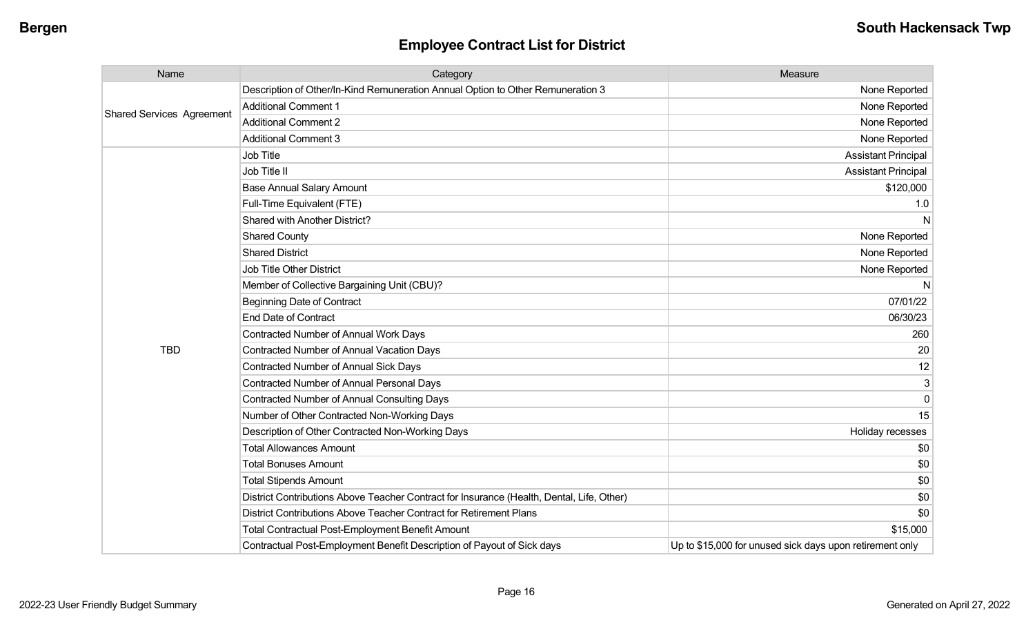## Employee Contract List for District

| Name | Category | Measure |
|---|---|---|
| Shared Services Agreement | Description of Other/In-Kind Remuneration Annual Option to Other Remuneration 3 | None Reported |
| | Additional Comment 1 | None Reported |
| | Additional Comment 2 | None Reported |
| | Additional Comment 3 | None Reported |
| TBD | Job Title | Assistant Principal |
| | Job Title II | Assistant Principal |
| | Base Annual Salary Amount | $120,000 |
| | Full-Time Equivalent (FTE) | 1.0 |
| | Shared with Another District? | N |
| | Shared County | None Reported |
| | Shared District | None Reported |
| | Job Title Other District | None Reported |
| | Member of Collective Bargaining Unit (CBU)? | N |
| | Beginning Date of Contract | 07/01/22 |
| | End Date of Contract | 06/30/23 |
| | Contracted Number of Annual Work Days | 260 |
| | Contracted Number of Annual Vacation Days | 20 |
| | Contracted Number of Annual Sick Days | 12 |
| | Contracted Number of Annual Personal Days | 3 |
| | Contracted Number of Annual Consulting Days | 0 |
| | Number of Other Contracted Non-Working Days | 15 |
| | Description of Other Contracted Non-Working Days | Holiday recesses |
| | Total Allowances Amount | $0 |
| | Total Bonuses Amount | $0 |
| | Total Stipends Amount | $0 |
| | District Contributions Above Teacher Contract for Insurance (Health, Dental, Life, Other) | $0 |
| | District Contributions Above Teacher Contract for Retirement Plans | $0 |
| | Total Contractual Post-Employment Benefit Amount | $15,000 |
| | Contractual Post-Employment Benefit Description of Payout of Sick days | Up to $15,000 for unused sick days upon retirement only |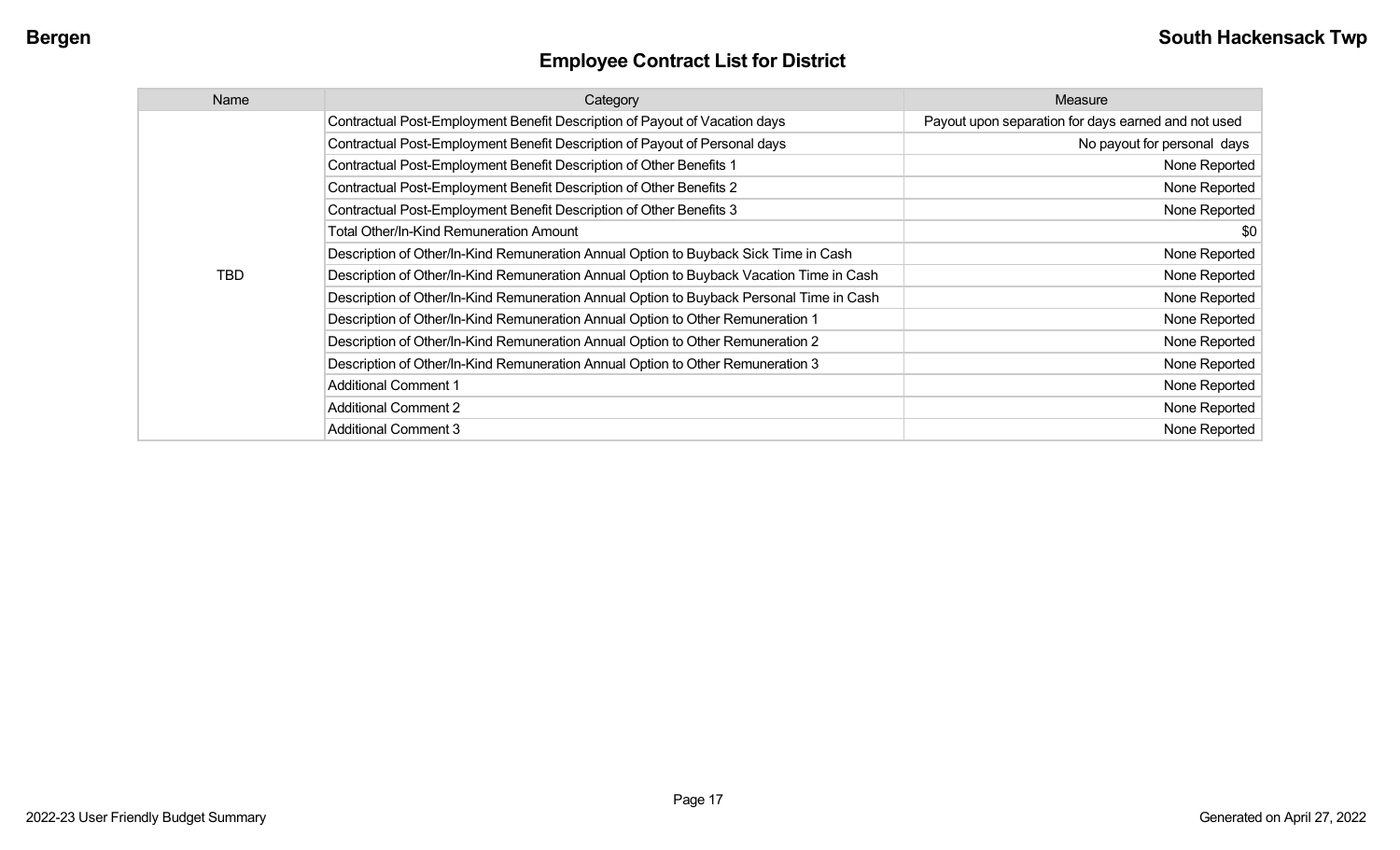## Employee Contract List for District

| Name | Category | Measure |
|---|---|---|
| TBD | Contractual Post-Employment Benefit Description of Payout of Vacation days | Payout upon separation for days earned and not used |
| | Contractual Post-Employment Benefit Description of Payout of Personal days | No payout for personal days |
| | Contractual Post-Employment Benefit Description of Other Benefits 1 | None Reported |
| | Contractual Post-Employment Benefit Description of Other Benefits 2 | None Reported |
| | Contractual Post-Employment Benefit Description of Other Benefits 3 | None Reported |
| | Total Other/In-Kind Remuneration Amount | $0 |
| | Description of Other/In-Kind Remuneration Annual Option to Buyback Sick Time in Cash | None Reported |
| | Description of Other/In-Kind Remuneration Annual Option to Buyback Vacation Time in Cash | None Reported |
| | Description of Other/In-Kind Remuneration Annual Option to Buyback Personal Time in Cash | None Reported |
| | Description of Other/In-Kind Remuneration Annual Option to Other Remuneration 1 | None Reported |
| | Description of Other/In-Kind Remuneration Annual Option to Other Remuneration 2 | None Reported |
| | Description of Other/In-Kind Remuneration Annual Option to Other Remuneration 3 | None Reported |
| | Additional Comment 1 | None Reported |
| | Additional Comment 2 | None Reported |
| | Additional Comment 3 | None Reported |